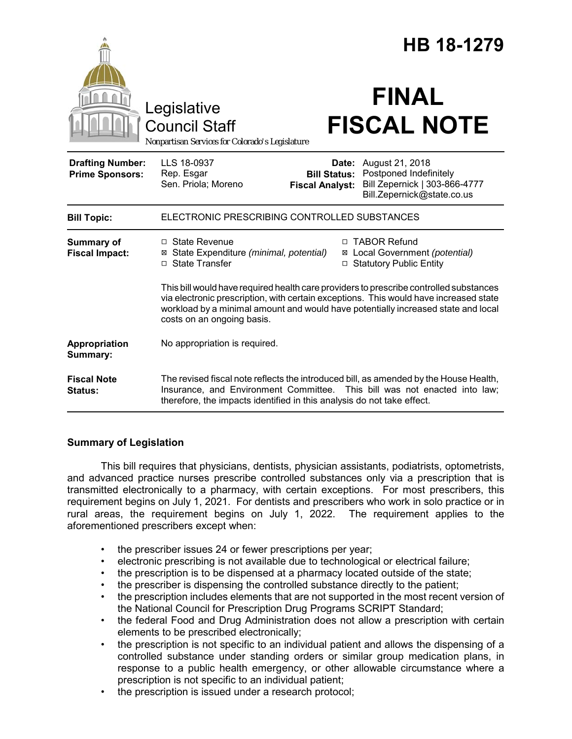# HB 18-1279

Legislative Council Staff

*Nonpartisan Services for Colorado's Legislature*

# FINAL FISCAL NOTE

| | | | |
|---|---|---|---|
| **Drafting Number:** | LLS 18-0937 | **Date:** | August 21, 2018 |
| **Prime Sponsors:** | Rep. Esgar<br>Sen. Priola; Moreno | **Bill Status:** | Postponed Indefinitely |
| | | **Fiscal Analyst:** | Bill Zepernick \| 303-866-4777<br>Bill.Zepernick@state.co.us |

| | |
|---|---|
| **Bill Topic:** | ELECTRONIC PRESCRIBING CONTROLLED SUBSTANCES |
| **Summary of Fiscal Impact:** | ☐ State Revenue<br>☒ State Expenditure *(minimal, potential)*<br>☐ State Transfer<br>☐ TABOR Refund<br>☒ Local Government *(potential)*<br>☐ Statutory Public Entity<br><br>This bill would have required health care providers to prescribe controlled substances via electronic prescription, with certain exceptions. This would have increased state workload by a minimal amount and would have potentially increased state and local costs on an ongoing basis. |
| **Appropriation Summary:** | No appropriation is required. |
| **Fiscal Note Status:** | The revised fiscal note reflects the introduced bill, as amended by the House Health, Insurance, and Environment Committee. This bill was not enacted into law; therefore, the impacts identified in this analysis do not take effect. |

## Summary of Legislation

This bill requires that physicians, dentists, physician assistants, podiatrists, optometrists, and advanced practice nurses prescribe controlled substances only via a prescription that is transmitted electronically to a pharmacy, with certain exceptions. For most prescribers, this requirement begins on July 1, 2021. For dentists and prescribers who work in solo practice or in rural areas, the requirement begins on July 1, 2022. The requirement applies to the aforementioned prescribers except when:

- the prescriber issues 24 or fewer prescriptions per year;
- electronic prescribing is not available due to technological or electrical failure;
- the prescription is to be dispensed at a pharmacy located outside of the state;
- the prescriber is dispensing the controlled substance directly to the patient;
- the prescription includes elements that are not supported in the most recent version of the National Council for Prescription Drug Programs SCRIPT Standard;
- the federal Food and Drug Administration does not allow a prescription with certain elements to be prescribed electronically;
- the prescription is not specific to an individual patient and allows the dispensing of a controlled substance under standing orders or similar group medication plans, in response to a public health emergency, or other allowable circumstance where a prescription is not specific to an individual patient;
- the prescription is issued under a research protocol;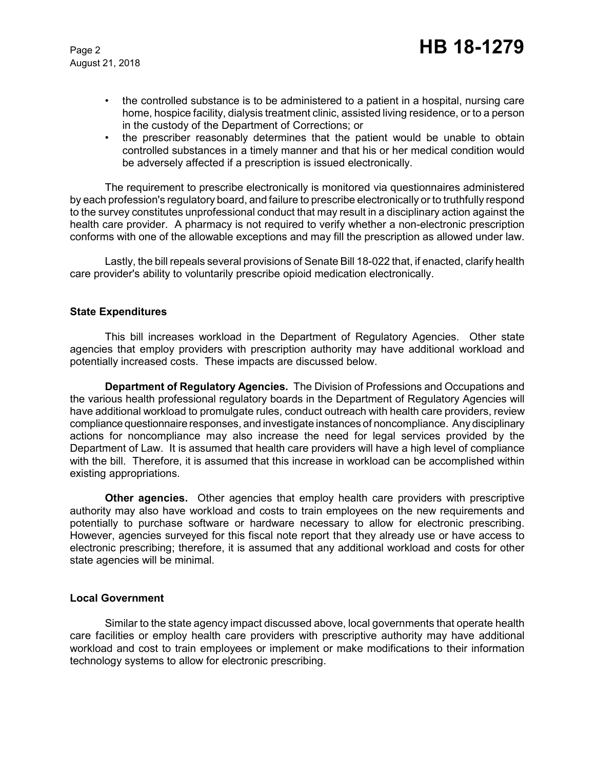- the controlled substance is to be administered to a patient in a hospital, nursing care home, hospice facility, dialysis treatment clinic, assisted living residence, or to a person in the custody of the Department of Corrections; or
- the prescriber reasonably determines that the patient would be unable to obtain controlled substances in a timely manner and that his or her medical condition would be adversely affected if a prescription is issued electronically.

The requirement to prescribe electronically is monitored via questionnaires administered by each profession's regulatory board, and failure to prescribe electronically or to truthfully respond to the survey constitutes unprofessional conduct that may result in a disciplinary action against the health care provider. A pharmacy is not required to verify whether a non-electronic prescription conforms with one of the allowable exceptions and may fill the prescription as allowed under law.

Lastly, the bill repeals several provisions of Senate Bill 18-022 that, if enacted, clarify health care provider's ability to voluntarily prescribe opioid medication electronically.

### State Expenditures

This bill increases workload in the Department of Regulatory Agencies. Other state agencies that employ providers with prescription authority may have additional workload and potentially increased costs. These impacts are discussed below.

**Department of Regulatory Agencies.** The Division of Professions and Occupations and the various health professional regulatory boards in the Department of Regulatory Agencies will have additional workload to promulgate rules, conduct outreach with health care providers, review compliance questionnaire responses, and investigate instances of noncompliance. Any disciplinary actions for noncompliance may also increase the need for legal services provided by the Department of Law. It is assumed that health care providers will have a high level of compliance with the bill. Therefore, it is assumed that this increase in workload can be accomplished within existing appropriations.

**Other agencies.** Other agencies that employ health care providers with prescriptive authority may also have workload and costs to train employees on the new requirements and potentially to purchase software or hardware necessary to allow for electronic prescribing. However, agencies surveyed for this fiscal note report that they already use or have access to electronic prescribing; therefore, it is assumed that any additional workload and costs for other state agencies will be minimal.

### Local Government

Similar to the state agency impact discussed above, local governments that operate health care facilities or employ health care providers with prescriptive authority may have additional workload and cost to train employees or implement or make modifications to their information technology systems to allow for electronic prescribing.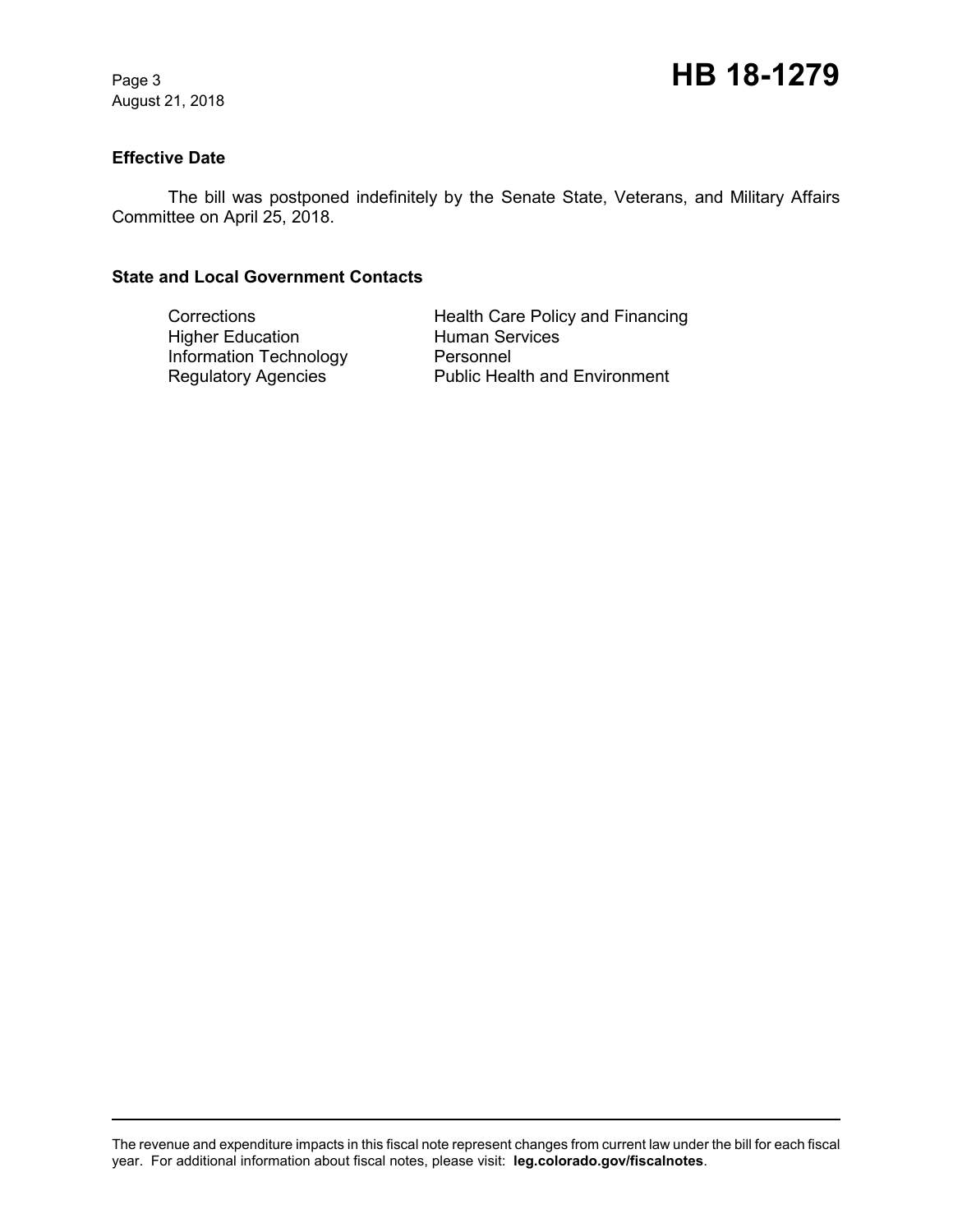## Effective Date

The bill was postponed indefinitely by the Senate State, Veterans, and Military Affairs Committee on April 25, 2018.

## State and Local Government Contacts

| | |
|---|---|
| Corrections | Health Care Policy and Financing |
| Higher Education | Human Services |
| Information Technology | Personnel |
| Regulatory Agencies | Public Health and Environment |

The revenue and expenditure impacts in this fiscal note represent changes from current law under the bill for each fiscal year. For additional information about fiscal notes, please visit: **leg.colorado.gov/fiscalnotes**.